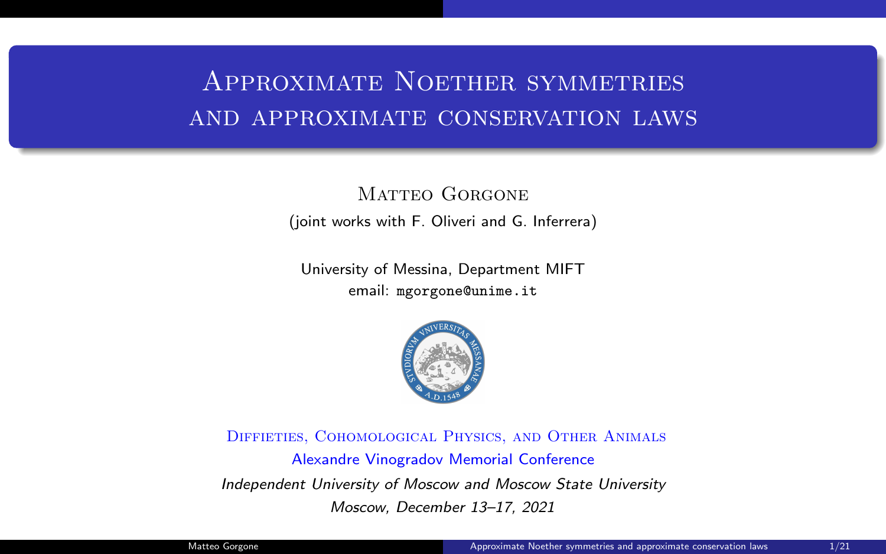# Approximate Noether symmetries and approximate conservation laws

Matteo Gorgone

(joint works with F. Oliveri and G. Inferrera)

University of Messina, Department MIFT

email: mgorgone@unime.it

Diffieties, Cohomological Physics, and Other Animals

Alexandre Vinogradov Memorial Conference

*Independent University of Moscow and Moscow State University*

*Moscow, December 13–17, 2021*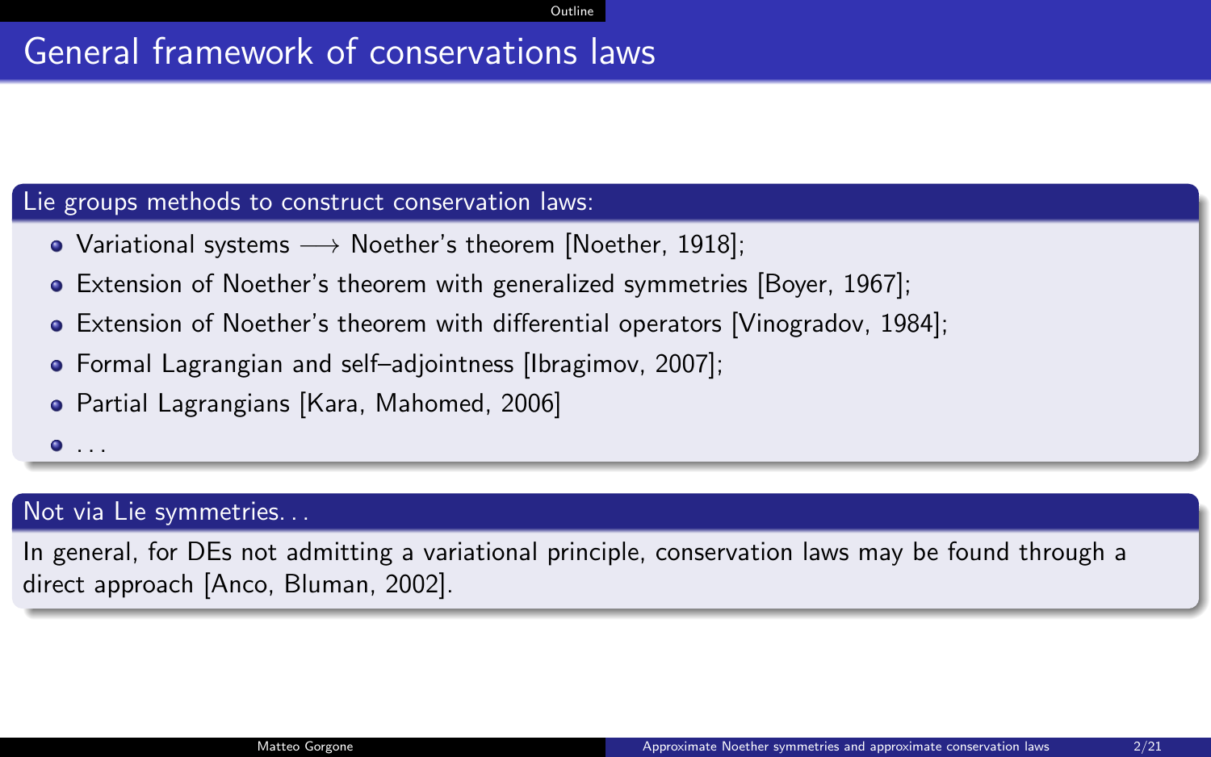# General framework of conservations laws

### Lie groups methods to construct conservation laws:

- Variational systems $\longrightarrow$ Noether's theorem [Noether, 1918];
- Extension of Noether's theorem with generalized symmetries [Boyer, 1967];
- Extension of Noether's theorem with differential operators [Vinogradov, 1984];
- Formal Lagrangian and self–adjointness [Ibragimov, 2007];
- Partial Lagrangians [Kara, Mahomed, 2006]
- ...

### Not via Lie symmetries...

In general, for DEs not admitting a variational principle, conservation laws may be found through a direct approach [Anco, Bluman, 2002].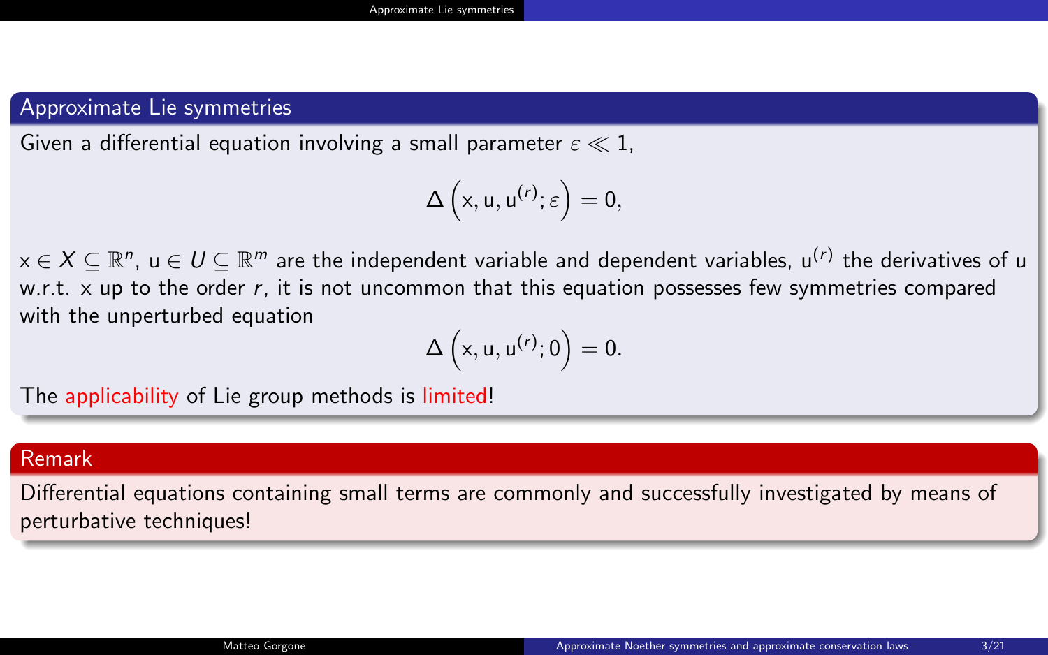## Approximate Lie symmetries

Given a differential equation involving a small parameter $\varepsilon \ll 1$,

$$\Delta\left(\mathrm{x}, \mathrm{u}, \mathrm{u}^{(r)}; \varepsilon\right) = 0,$$

$\mathrm{x} \in X \subseteq \mathbb{R}^n$, $\mathrm{u} \in U \subseteq \mathbb{R}^m$ are the independent variable and dependent variables, $\mathrm{u}^{(r)}$ the derivatives of u w.r.t. x up to the order $r$, it is not uncommon that this equation possesses few symmetries compared with the unperturbed equation

$$\Delta\left(\mathrm{x}, \mathrm{u}, \mathrm{u}^{(r)}; 0\right) = 0.$$

The applicability of Lie group methods is limited!

## Remark

Differential equations containing small terms are commonly and successfully investigated by means of perturbative techniques!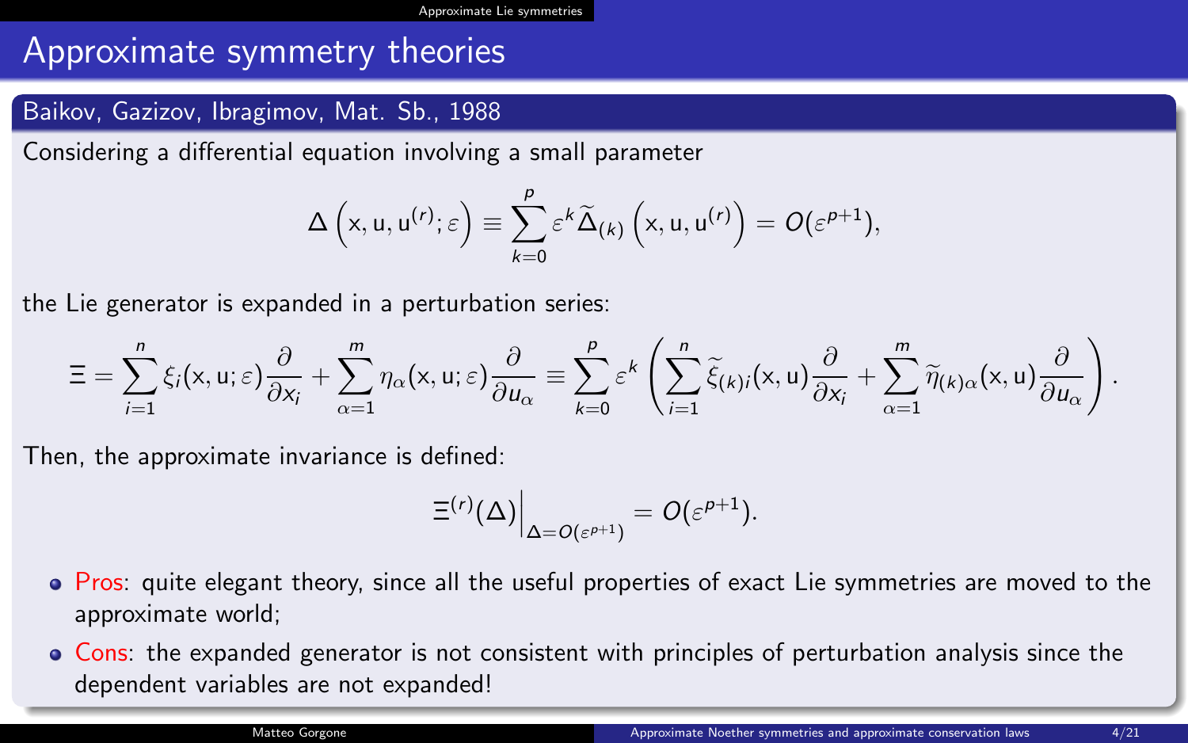# Approximate symmetry theories

## Baikov, Gazizov, Ibragimov, Mat. Sb., 1988

Considering a differential equation involving a small parameter

$$\Delta\left(\mathrm{x}, \mathrm{u}, \mathrm{u}^{(r)}; \varepsilon\right) \equiv \sum_{k=0}^{p} \varepsilon^k \widetilde{\Delta}_{(k)}\left(\mathrm{x}, \mathrm{u}, \mathrm{u}^{(r)}\right) = O(\varepsilon^{p+1}),$$

the Lie generator is expanded in a perturbation series:

$$\Xi = \sum_{i=1}^{n} \xi_i(\mathrm{x}, \mathrm{u}; \varepsilon)\frac{\partial}{\partial x_i} + \sum_{\alpha=1}^{m} \eta_\alpha(\mathrm{x}, \mathrm{u}; \varepsilon)\frac{\partial}{\partial u_\alpha} \equiv \sum_{k=0}^{p} \varepsilon^k \left(\sum_{i=1}^{n} \widetilde{\xi}_{(k)i}(\mathrm{x}, \mathrm{u})\frac{\partial}{\partial x_i} + \sum_{\alpha=1}^{m} \widetilde{\eta}_{(k)\alpha}(\mathrm{x}, \mathrm{u})\frac{\partial}{\partial u_\alpha}\right).$$

Then, the approximate invariance is defined:

$$\Xi^{(r)}(\Delta)\Big|_{\Delta=O(\varepsilon^{p+1})} = O(\varepsilon^{p+1}).$$

- Pros: quite elegant theory, since all the useful properties of exact Lie symmetries are moved to the approximate world;
- Cons: the expanded generator is not consistent with principles of perturbation analysis since the dependent variables are not expanded!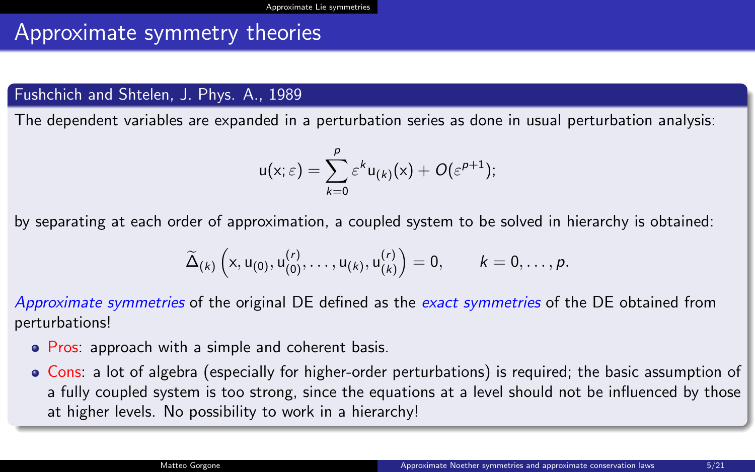# Approximate symmetry theories

## Fushchich and Shtelen, J. Phys. A., 1989

The dependent variables are expanded in a perturbation series as done in usual perturbation analysis:

$$\mathrm{u}(\mathrm{x};\varepsilon) = \sum_{k=0}^{p} \varepsilon^k \mathrm{u}_{(k)}(\mathrm{x}) + O(\varepsilon^{p+1});$$

by separating at each order of approximation, a coupled system to be solved in hierarchy is obtained:

$$\widetilde{\Delta}_{(k)}\left(\mathrm{x}, \mathrm{u}_{(0)}, \mathrm{u}_{(0)}^{(r)}, \dots, \mathrm{u}_{(k)}, \mathrm{u}_{(k)}^{(r)}\right) = 0, \qquad k = 0, \dots, p.$$

*Approximate symmetries* of the original DE defined as the *exact symmetries* of the DE obtained from perturbations!

- Pros: approach with a simple and coherent basis.
- Cons: a lot of algebra (especially for higher-order perturbations) is required; the basic assumption of a fully coupled system is too strong, since the equations at a level should not be influenced by those at higher levels. No possibility to work in a hierarchy!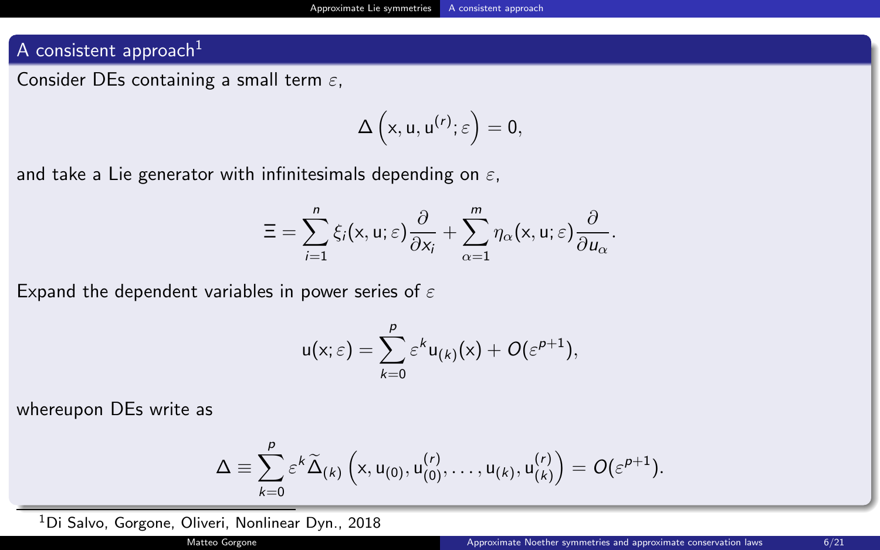## A consistent approach[1]

Consider DEs containing a small term $\varepsilon$,

$$\Delta\left(\mathrm{x}, \mathrm{u}, \mathrm{u}^{(r)}; \varepsilon\right) = 0,$$

and take a Lie generator with infinitesimals depending on $\varepsilon$,

$$\Xi = \sum_{i=1}^{n} \xi_i(\mathrm{x}, \mathrm{u}; \varepsilon) \frac{\partial}{\partial x_i} + \sum_{\alpha=1}^{m} \eta_\alpha(\mathrm{x}, \mathrm{u}; \varepsilon) \frac{\partial}{\partial u_\alpha}.$$

Expand the dependent variables in power series of $\varepsilon$

$$\mathrm{u}(\mathrm{x}; \varepsilon) = \sum_{k=0}^{p} \varepsilon^k \mathrm{u}_{(k)}(\mathrm{x}) + O(\varepsilon^{p+1}),$$

whereupon DEs write as

$$\Delta \equiv \sum_{k=0}^{p} \varepsilon^k \widetilde{\Delta}_{(k)}\left(\mathrm{x}, \mathrm{u}_{(0)}, \mathrm{u}_{(0)}^{(r)}, \ldots, \mathrm{u}_{(k)}, \mathrm{u}_{(k)}^{(r)}\right) = O(\varepsilon^{p+1}).$$

[1] Di Salvo, Gorgone, Oliveri, Nonlinear Dyn., 2018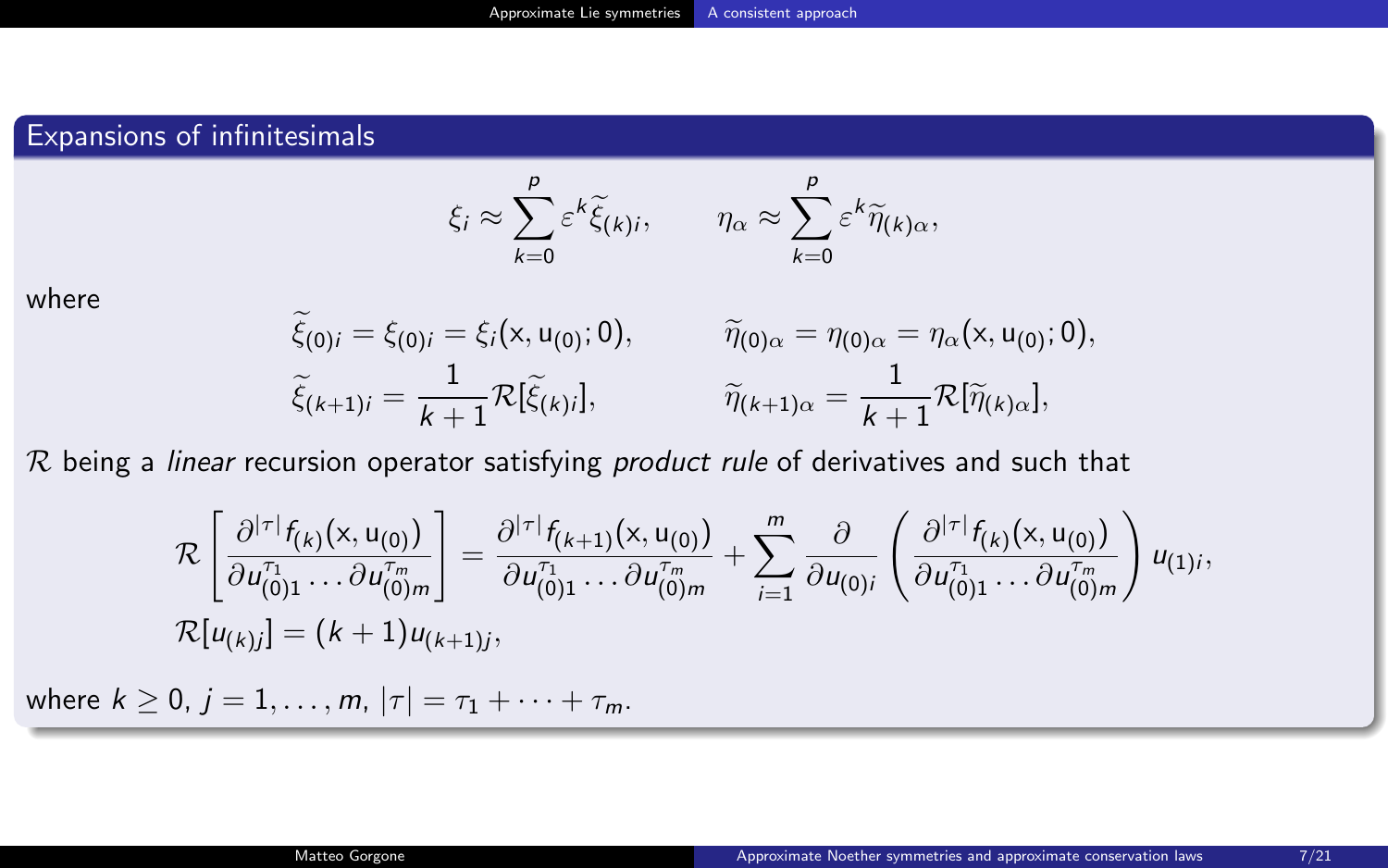## Expansions of infinitesimals

$$\xi_i \approx \sum_{k=0}^{p} \varepsilon^k \widetilde{\xi}_{(k)i}, \qquad \eta_\alpha \approx \sum_{k=0}^{p} \varepsilon^k \widetilde{\eta}_{(k)\alpha},$$

where

$$\widetilde{\xi}_{(0)i} = \xi_{(0)i} = \xi_i(\mathsf{x}, \mathsf{u}_{(0)}; 0), \qquad \widetilde{\eta}_{(0)\alpha} = \eta_{(0)\alpha} = \eta_\alpha(\mathsf{x}, \mathsf{u}_{(0)}; 0),$$

$$\widetilde{\xi}_{(k+1)i} = \frac{1}{k+1}\mathcal{R}[\widetilde{\xi}_{(k)i}], \qquad \widetilde{\eta}_{(k+1)\alpha} = \frac{1}{k+1}\mathcal{R}[\widetilde{\eta}_{(k)\alpha}],$$

$\mathcal{R}$ being a *linear* recursion operator satisfying *product rule* of derivatives and such that

$$\mathcal{R}\left[\frac{\partial^{|\tau|} f_{(k)}(\mathsf{x}, \mathsf{u}_{(0)})}{\partial u_{(0)1}^{\tau_1} \dots \partial u_{(0)m}^{\tau_m}}\right] = \frac{\partial^{|\tau|} f_{(k+1)}(\mathsf{x}, \mathsf{u}_{(0)})}{\partial u_{(0)1}^{\tau_1} \dots \partial u_{(0)m}^{\tau_m}} + \sum_{i=1}^{m} \frac{\partial}{\partial u_{(0)i}} \left(\frac{\partial^{|\tau|} f_{(k)}(\mathsf{x}, \mathsf{u}_{(0)})}{\partial u_{(0)1}^{\tau_1} \dots \partial u_{(0)m}^{\tau_m}}\right) u_{(1)i},$$

$$\mathcal{R}[u_{(k)j}] = (k+1)u_{(k+1)j},$$

where $k \geq 0$, $j = 1, \dots, m$, $|\tau| = \tau_1 + \dots + \tau_m$.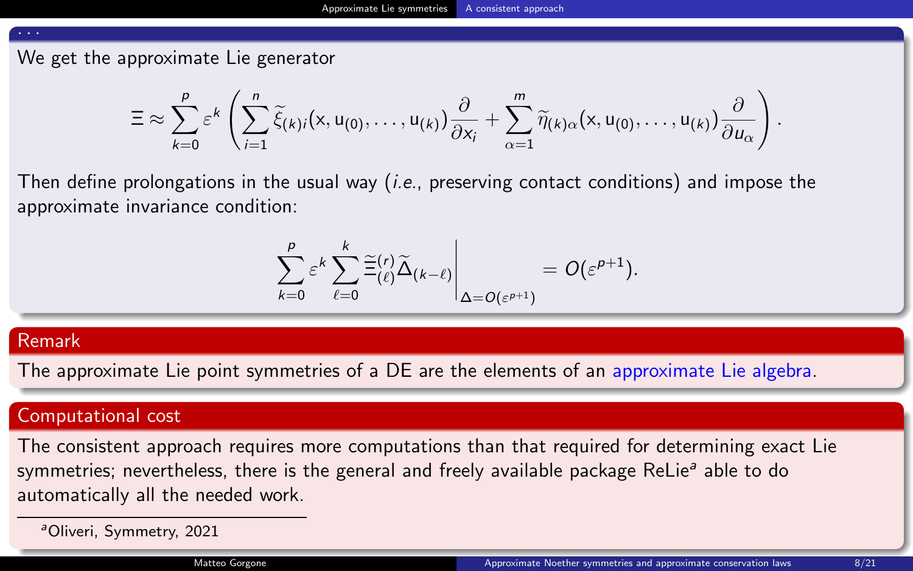...

We get the approximate Lie generator

$$\Xi \approx \sum_{k=0}^{p} \varepsilon^k \left( \sum_{i=1}^{n} \widetilde{\xi}_{(k)i}(\mathsf{x}, \mathsf{u}_{(0)}, \dots, \mathsf{u}_{(k)}) \frac{\partial}{\partial x_i} + \sum_{\alpha=1}^{m} \widetilde{\eta}_{(k)\alpha}(\mathsf{x}, \mathsf{u}_{(0)}, \dots, \mathsf{u}_{(k)}) \frac{\partial}{\partial u_\alpha} \right).$$

Then define prolongations in the usual way (*i.e.*, preserving contact conditions) and impose the approximate invariance condition:

$$\left. \sum_{k=0}^{p} \varepsilon^k \sum_{\ell=0}^{k} \widetilde{\Xi}^{(r)}_{(\ell)} \widetilde{\Delta}_{(k-\ell)} \right|_{\Delta = O(\varepsilon^{p+1})} = O(\varepsilon^{p+1}).$$

## Remark

The approximate Lie point symmetries of a DE are the elements of an approximate Lie algebra.

## Computational cost

The consistent approach requires more computations than that required for determining exact Lie symmetries; nevertheless, there is the general and freely available package ReLie[a] able to do automatically all the needed work.

[a] Oliveri, Symmetry, 2021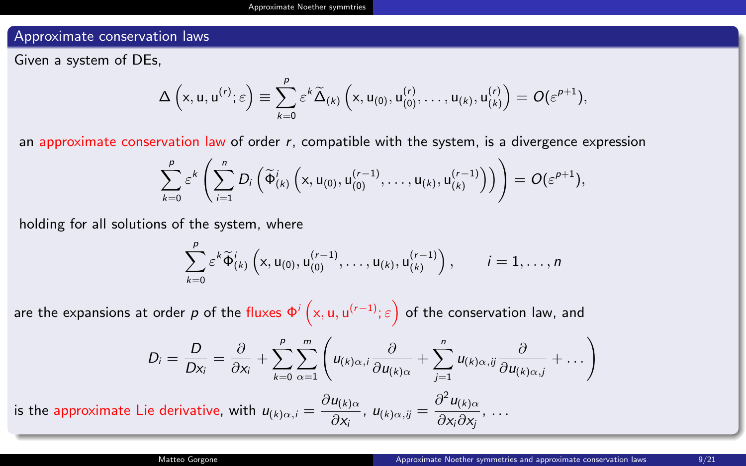## Approximate conservation laws

Given a system of DEs,

$$\Delta\left(\mathrm{x},\mathrm{u},\mathrm{u}^{(r)};\varepsilon\right)\equiv\sum_{k=0}^{p}\varepsilon^k\widetilde{\Delta}_{(k)}\left(\mathrm{x},\mathrm{u}_{(0)},\mathrm{u}_{(0)}^{(r)},\ldots,\mathrm{u}_{(k)},\mathrm{u}_{(k)}^{(r)}\right)=O(\varepsilon^{p+1}),$$

an approximate conservation law of order $r$, compatible with the system, is a divergence expression

$$\sum_{k=0}^{p}\varepsilon^k\left(\sum_{i=1}^{n}D_i\left(\widetilde{\Phi}^i_{(k)}\left(\mathrm{x},\mathrm{u}_{(0)},\mathrm{u}_{(0)}^{(r-1)},\ldots,\mathrm{u}_{(k)},\mathrm{u}_{(k)}^{(r-1)}\right)\right)\right)=O(\varepsilon^{p+1}),$$

holding for all solutions of the system, where

$$\sum_{k=0}^{p}\varepsilon^k\widetilde{\Phi}^i_{(k)}\left(\mathrm{x},\mathrm{u}_{(0)},\mathrm{u}_{(0)}^{(r-1)},\ldots,\mathrm{u}_{(k)},\mathrm{u}_{(k)}^{(r-1)}\right),\qquad i=1,\ldots,n$$

are the expansions at order $p$ of the fluxes $\Phi^i\left(\mathrm{x},\mathrm{u},\mathrm{u}^{(r-1)};\varepsilon\right)$ of the conservation law, and

$$D_i=\frac{D}{Dx_i}=\frac{\partial}{\partial x_i}+\sum_{k=0}^{p}\sum_{\alpha=1}^{m}\left(u_{(k)\alpha,i}\frac{\partial}{\partial u_{(k)\alpha}}+\sum_{j=1}^{n}u_{(k)\alpha,ij}\frac{\partial}{\partial u_{(k)\alpha,j}}+\ldots\right)$$

is the approximate Lie derivative, with $u_{(k)\alpha,i}=\dfrac{\partial u_{(k)\alpha}}{\partial x_i}$, $u_{(k)\alpha,ij}=\dfrac{\partial^2 u_{(k)\alpha}}{\partial x_i\partial x_j}$, ...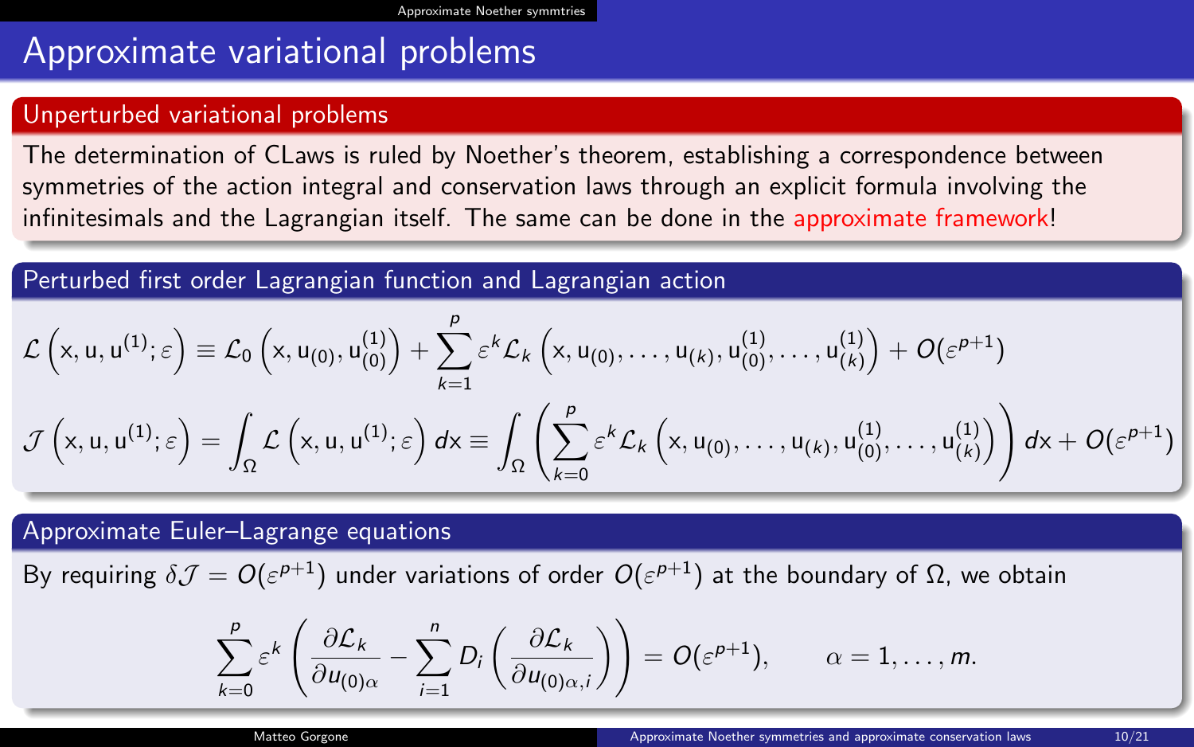# Approximate variational problems

## Unperturbed variational problems

The determination of CLaws is ruled by Noether's theorem, establishing a correspondence between symmetries of the action integral and conservation laws through an explicit formula involving the infinitesimals and the Lagrangian itself. The same can be done in the approximate framework!

## Perturbed first order Lagrangian function and Lagrangian action

$$\mathcal{L}\left(\mathrm{x}, \mathrm{u}, \mathrm{u}^{(1)}; \varepsilon\right) \equiv \mathcal{L}_0\left(\mathrm{x}, \mathrm{u}_{(0)}, \mathrm{u}_{(0)}^{(1)}\right) + \sum_{k=1}^{p} \varepsilon^k \mathcal{L}_k\left(\mathrm{x}, \mathrm{u}_{(0)}, \ldots, \mathrm{u}_{(k)}, \mathrm{u}_{(0)}^{(1)}, \ldots, \mathrm{u}_{(k)}^{(1)}\right) + O(\varepsilon^{p+1})$$

$$\mathcal{J}\left(\mathrm{x}, \mathrm{u}, \mathrm{u}^{(1)}; \varepsilon\right) = \int_\Omega \mathcal{L}\left(\mathrm{x}, \mathrm{u}, \mathrm{u}^{(1)}; \varepsilon\right) d\mathrm{x} \equiv \int_\Omega \left(\sum_{k=0}^{p} \varepsilon^k \mathcal{L}_k\left(\mathrm{x}, \mathrm{u}_{(0)}, \ldots, \mathrm{u}_{(k)}, \mathrm{u}_{(0)}^{(1)}, \ldots, \mathrm{u}_{(k)}^{(1)}\right)\right) d\mathrm{x} + O(\varepsilon^{p+1})$$

## Approximate Euler–Lagrange equations

By requiring $\delta\mathcal{J} = O(\varepsilon^{p+1})$ under variations of order $O(\varepsilon^{p+1})$ at the boundary of $\Omega$, we obtain

$$\sum_{k=0}^{p} \varepsilon^k \left(\frac{\partial \mathcal{L}_k}{\partial u_{(0)\alpha}} - \sum_{i=1}^{n} D_i\left(\frac{\partial \mathcal{L}_k}{\partial u_{(0)\alpha,i}}\right)\right) = O(\varepsilon^{p+1}), \qquad \alpha = 1, \ldots, m.$$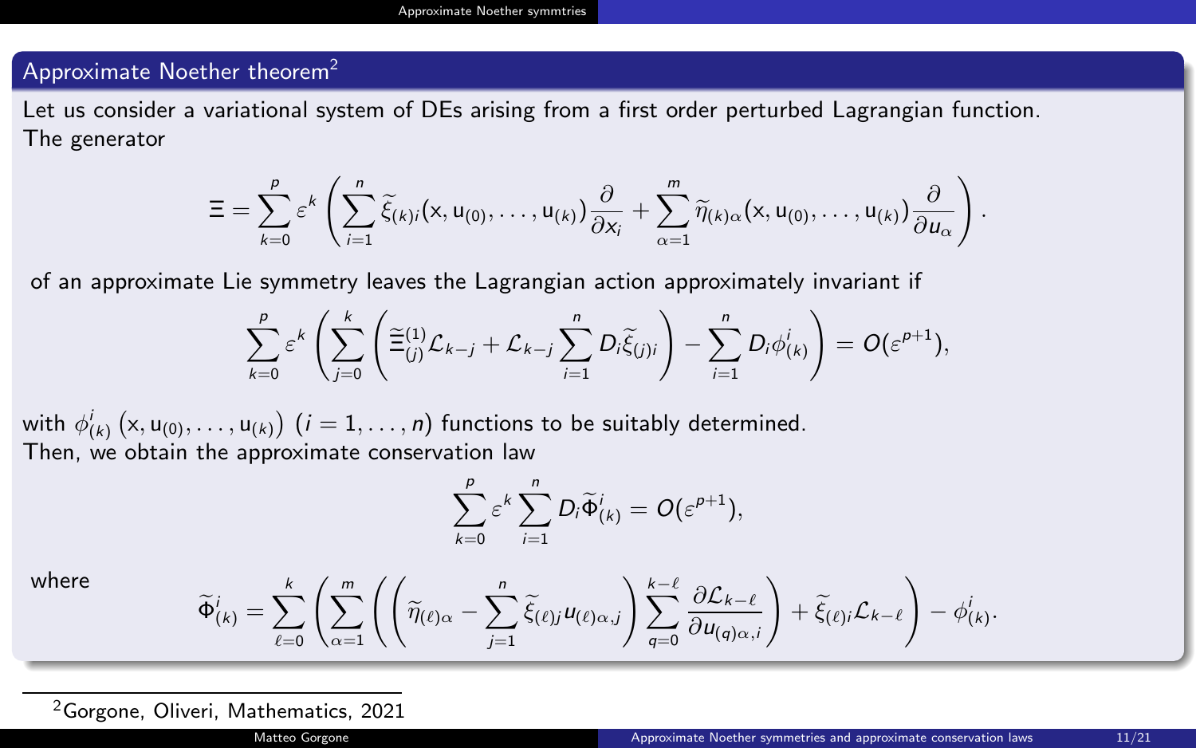## Approximate Noether theorem[2]

Let us consider a variational system of DEs arising from a first order perturbed Lagrangian function. The generator

$$\Xi = \sum_{k=0}^{p} \varepsilon^k \left( \sum_{i=1}^{n} \widetilde{\xi}_{(k)i}(\mathrm{x}, \mathrm{u}_{(0)}, \dots, \mathrm{u}_{(k)}) \frac{\partial}{\partial x_i} + \sum_{\alpha=1}^{m} \widetilde{\eta}_{(k)\alpha}(\mathrm{x}, \mathrm{u}_{(0)}, \dots, \mathrm{u}_{(k)}) \frac{\partial}{\partial u_\alpha} \right).$$

of an approximate Lie symmetry leaves the Lagrangian action approximately invariant if

$$\sum_{k=0}^{p} \varepsilon^k \left( \sum_{j=0}^{k} \left( \widetilde{\Xi}^{(1)}_{(j)} \mathcal{L}_{k-j} + \mathcal{L}_{k-j} \sum_{i=1}^{n} D_i \widetilde{\xi}_{(j)i} \right) - \sum_{i=1}^{n} D_i \phi^i_{(k)} \right) = O(\varepsilon^{p+1}),$$

with $\phi^i_{(k)}\left(\mathrm{x}, \mathrm{u}_{(0)}, \dots, \mathrm{u}_{(k)}\right)$ $(i = 1, \dots, n)$ functions to be suitably determined.
Then, we obtain the approximate conservation law

$$\sum_{k=0}^{p} \varepsilon^k \sum_{i=1}^{n} D_i \widetilde{\Phi}^i_{(k)} = O(\varepsilon^{p+1}),$$

where

$$\widetilde{\Phi}^i_{(k)} = \sum_{\ell=0}^{k} \left( \sum_{\alpha=1}^{m} \left( \left( \widetilde{\eta}_{(\ell)\alpha} - \sum_{j=1}^{n} \widetilde{\xi}_{(\ell)j} u_{(\ell)\alpha,j} \right) \sum_{q=0}^{k-\ell} \frac{\partial \mathcal{L}_{k-\ell}}{\partial u_{(q)\alpha,i}} \right) + \widetilde{\xi}_{(\ell)i} \mathcal{L}_{k-\ell} \right) - \phi^i_{(k)}.$$

[2] Gorgone, Oliveri, Mathematics, 2021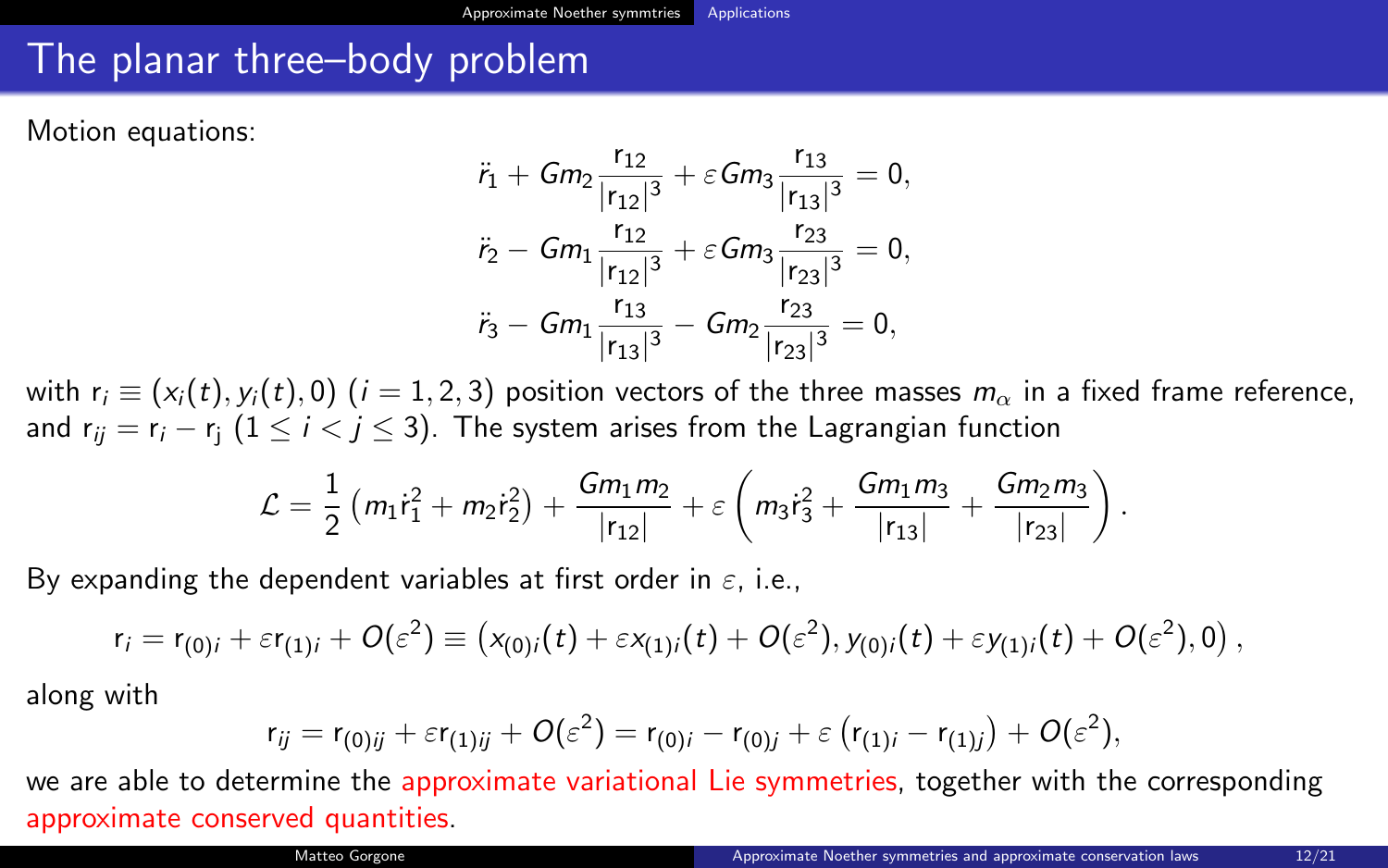# The planar three–body problem

Motion equations:

$$
\begin{aligned}
\ddot{r}_1 + Gm_2\frac{\mathrm{r}_{12}}{|\mathrm{r}_{12}|^3} + \varepsilon Gm_3\frac{\mathrm{r}_{13}}{|\mathrm{r}_{13}|^3} &= 0,\\
\ddot{r}_2 - Gm_1\frac{\mathrm{r}_{12}}{|\mathrm{r}_{12}|^3} + \varepsilon Gm_3\frac{\mathrm{r}_{23}}{|\mathrm{r}_{23}|^3} &= 0,\\
\ddot{r}_3 - Gm_1\frac{\mathrm{r}_{13}}{|\mathrm{r}_{13}|^3} - Gm_2\frac{\mathrm{r}_{23}}{|\mathrm{r}_{23}|^3} &= 0,
\end{aligned}
$$

with $\mathrm{r}_i \equiv (x_i(t), y_i(t), 0)$ $(i = 1, 2, 3)$ position vectors of the three masses $m_\alpha$ in a fixed frame reference, and $\mathrm{r}_{ij} = \mathrm{r}_i - \mathrm{r}_j$ $(1 \leq i < j \leq 3)$. The system arises from the Lagrangian function

$$
\mathcal{L} = \frac{1}{2}\left(m_1\dot{\mathrm{r}}_1^2 + m_2\dot{\mathrm{r}}_2^2\right) + \frac{Gm_1m_2}{|\mathrm{r}_{12}|} + \varepsilon\left(m_3\dot{\mathrm{r}}_3^2 + \frac{Gm_1m_3}{|\mathrm{r}_{13}|} + \frac{Gm_2m_3}{|\mathrm{r}_{23}|}\right).
$$

By expanding the dependent variables at first order in $\varepsilon$, i.e.,

$$
\mathrm{r}_i = \mathrm{r}_{(0)i} + \varepsilon\mathrm{r}_{(1)i} + O(\varepsilon^2) \equiv \left(x_{(0)i}(t) + \varepsilon x_{(1)i}(t) + O(\varepsilon^2), y_{(0)i}(t) + \varepsilon y_{(1)i}(t) + O(\varepsilon^2), 0\right),
$$

along with

$$
\mathrm{r}_{ij} = \mathrm{r}_{(0)ij} + \varepsilon\mathrm{r}_{(1)ij} + O(\varepsilon^2) = \mathrm{r}_{(0)i} - \mathrm{r}_{(0)j} + \varepsilon\left(\mathrm{r}_{(1)i} - \mathrm{r}_{(1)j}\right) + O(\varepsilon^2),
$$

we are able to determine the approximate variational Lie symmetries, together with the corresponding approximate conserved quantities.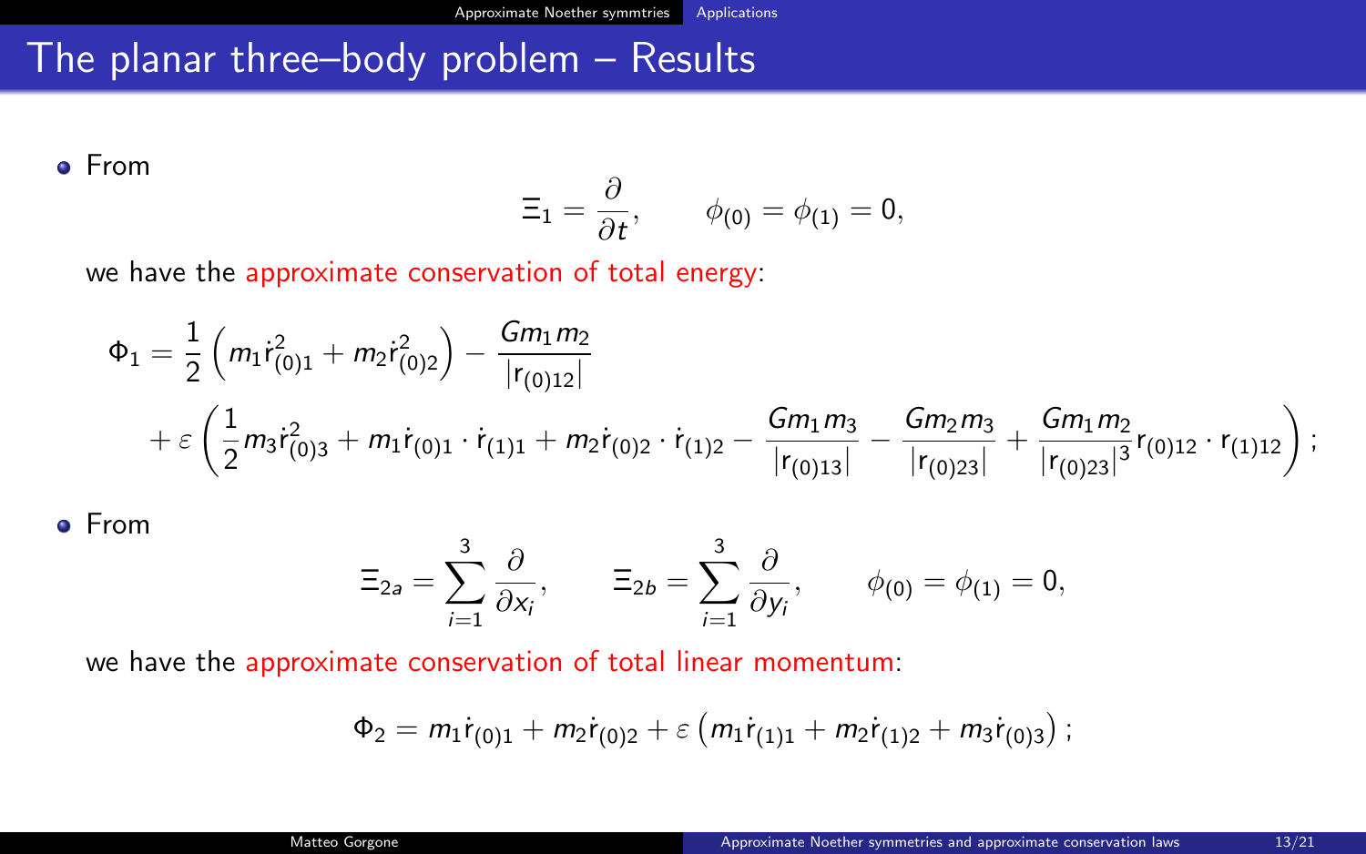# The planar three–body problem – Results

- From

$$\Xi_1 = \frac{\partial}{\partial t}, \qquad \phi_{(0)} = \phi_{(1)} = 0,$$

we have the approximate conservation of total energy:

$$\Phi_1 = \frac{1}{2}\left(m_1 \dot{\mathrm{r}}_{(0)1}^2 + m_2 \dot{\mathrm{r}}_{(0)2}^2\right) - \frac{G m_1 m_2}{|\mathrm{r}_{(0)12}|}$$
$$+\varepsilon\left(\frac{1}{2} m_3 \dot{\mathrm{r}}_{(0)3}^2 + m_1 \dot{\mathrm{r}}_{(0)1}\cdot\dot{\mathrm{r}}_{(1)1} + m_2 \dot{\mathrm{r}}_{(0)2}\cdot\dot{\mathrm{r}}_{(1)2} - \frac{G m_1 m_3}{|\mathrm{r}_{(0)13}|} - \frac{G m_2 m_3}{|\mathrm{r}_{(0)23}|} + \frac{G m_1 m_2}{|\mathrm{r}_{(0)23}|^3}\mathrm{r}_{(0)12}\cdot\mathrm{r}_{(1)12}\right);$$

- From

$$\Xi_{2a} = \sum_{i=1}^{3}\frac{\partial}{\partial x_i}, \qquad \Xi_{2b} = \sum_{i=1}^{3}\frac{\partial}{\partial y_i}, \qquad \phi_{(0)} = \phi_{(1)} = 0,$$

we have the approximate conservation of total linear momentum:

$$\Phi_2 = m_1 \dot{\mathrm{r}}_{(0)1} + m_2 \dot{\mathrm{r}}_{(0)2} + \varepsilon\left(m_1 \dot{\mathrm{r}}_{(1)1} + m_2 \dot{\mathrm{r}}_{(1)2} + m_3 \dot{\mathrm{r}}_{(0)3}\right);$$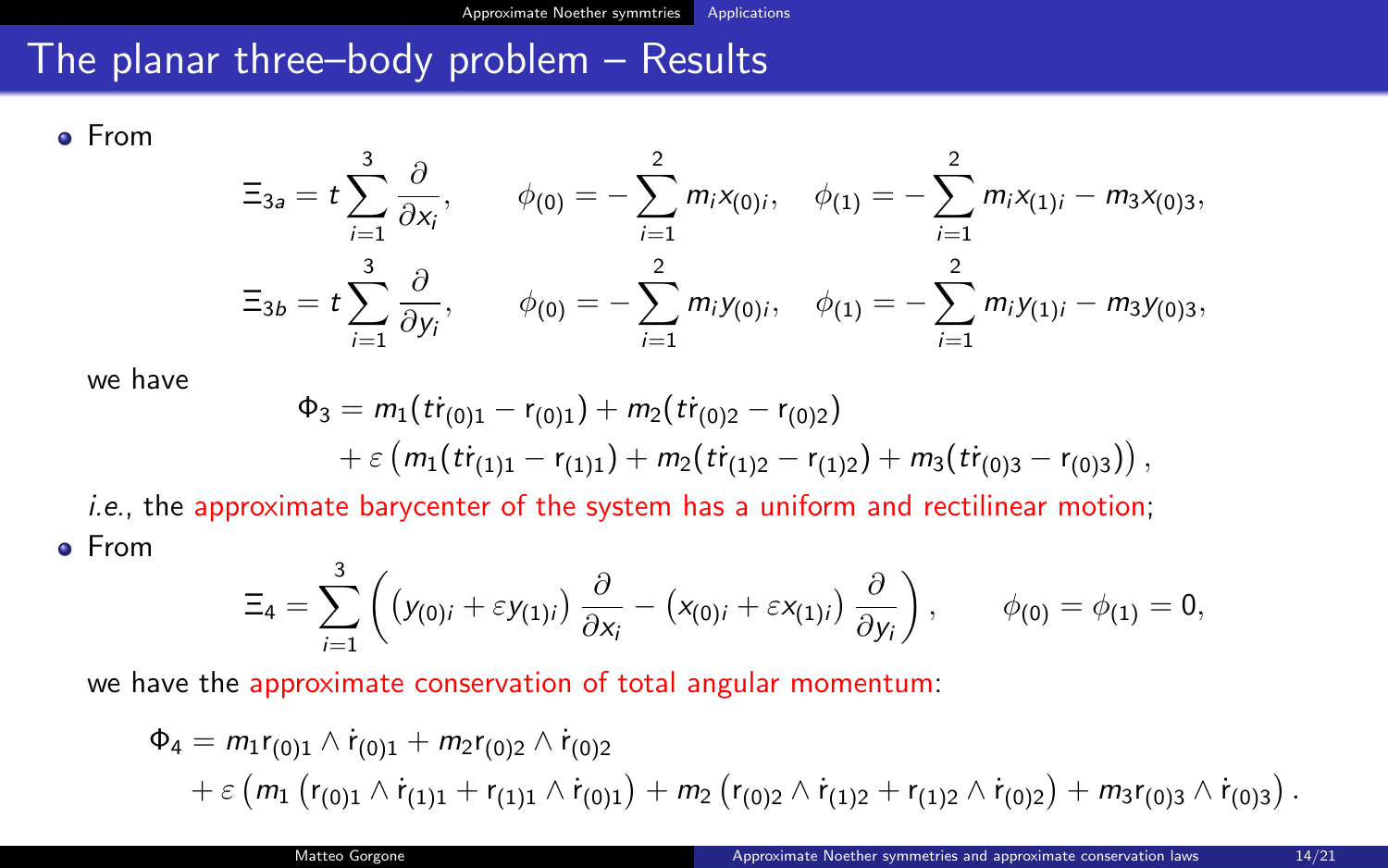## The planar three–body problem – Results

- From

$$\Xi_{3a} = t\sum_{i=1}^{3}\frac{\partial}{\partial x_i}, \qquad \phi_{(0)} = -\sum_{i=1}^{2} m_i x_{(0)i}, \quad \phi_{(1)} = -\sum_{i=1}^{2} m_i x_{(1)i} - m_3 x_{(0)3},$$

$$\Xi_{3b} = t\sum_{i=1}^{3}\frac{\partial}{\partial y_i}, \qquad \phi_{(0)} = -\sum_{i=1}^{2} m_i y_{(0)i}, \quad \phi_{(1)} = -\sum_{i=1}^{2} m_i y_{(1)i} - m_3 y_{(0)3},$$

we have

$$\begin{aligned}\Phi_3 &= m_1(t\dot{\mathrm{r}}_{(0)1} - \mathrm{r}_{(0)1}) + m_2(t\dot{\mathrm{r}}_{(0)2} - \mathrm{r}_{(0)2})\\ &\quad + \varepsilon\left(m_1(t\dot{\mathrm{r}}_{(1)1} - \mathrm{r}_{(1)1}) + m_2(t\dot{\mathrm{r}}_{(1)2} - \mathrm{r}_{(1)2}) + m_3(t\dot{\mathrm{r}}_{(0)3} - \mathrm{r}_{(0)3})\right),\end{aligned}$$

*i.e.*, the approximate barycenter of the system has a uniform and rectilinear motion;

- From

$$\Xi_4 = \sum_{i=1}^{3}\left(\left(y_{(0)i} + \varepsilon y_{(1)i}\right)\frac{\partial}{\partial x_i} - \left(x_{(0)i} + \varepsilon x_{(1)i}\right)\frac{\partial}{\partial y_i}\right), \qquad \phi_{(0)} = \phi_{(1)} = 0,$$

we have the approximate conservation of total angular momentum:

$$\begin{aligned}\Phi_4 &= m_1\mathrm{r}_{(0)1}\wedge\dot{\mathrm{r}}_{(0)1} + m_2\mathrm{r}_{(0)2}\wedge\dot{\mathrm{r}}_{(0)2}\\ &\quad + \varepsilon\left(m_1\left(\mathrm{r}_{(0)1}\wedge\dot{\mathrm{r}}_{(1)1} + \mathrm{r}_{(1)1}\wedge\dot{\mathrm{r}}_{(0)1}\right) + m_2\left(\mathrm{r}_{(0)2}\wedge\dot{\mathrm{r}}_{(1)2} + \mathrm{r}_{(1)2}\wedge\dot{\mathrm{r}}_{(0)2}\right) + m_3\mathrm{r}_{(0)3}\wedge\dot{\mathrm{r}}_{(0)3}\right).\end{aligned}$$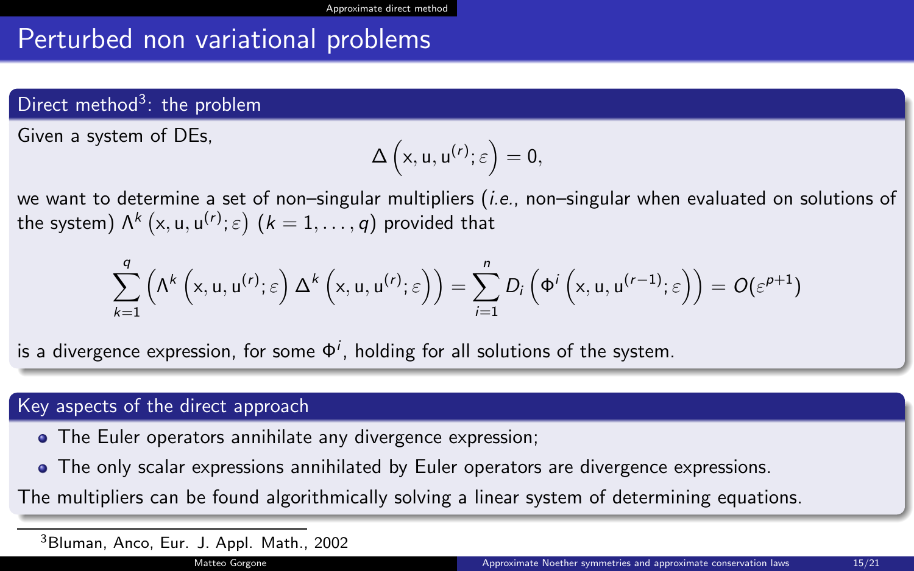# Perturbed non variational problems

## Direct method[3]: the problem

Given a system of DEs,

$$\Delta\left(\mathrm{x}, \mathrm{u}, \mathrm{u}^{(r)}; \varepsilon\right) = 0,$$

we want to determine a set of non–singular multipliers (*i.e.*, non–singular when evaluated on solutions of the system) $\Lambda^k\left(\mathrm{x}, \mathrm{u}, \mathrm{u}^{(r)}; \varepsilon\right)$ $(k = 1, \ldots, q)$ provided that

$$\sum_{k=1}^{q} \left(\Lambda^k\left(\mathrm{x}, \mathrm{u}, \mathrm{u}^{(r)}; \varepsilon\right) \Delta^k\left(\mathrm{x}, \mathrm{u}, \mathrm{u}^{(r)}; \varepsilon\right)\right) = \sum_{i=1}^{n} D_i\left(\Phi^i\left(\mathrm{x}, \mathrm{u}, \mathrm{u}^{(r-1)}; \varepsilon\right)\right) = O(\varepsilon^{p+1})$$

is a divergence expression, for some $\Phi^i$, holding for all solutions of the system.

## Key aspects of the direct approach

- The Euler operators annihilate any divergence expression;
- The only scalar expressions annihilated by Euler operators are divergence expressions.

The multipliers can be found algorithmically solving a linear system of determining equations.

[3] Bluman, Anco, Eur. J. Appl. Math., 2002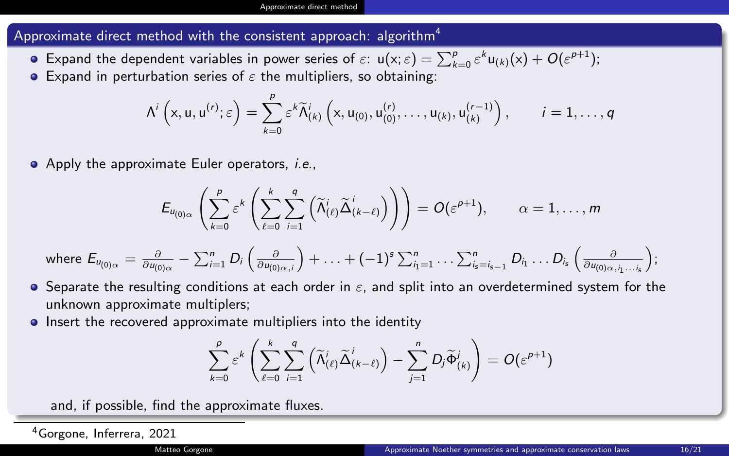## Approximate direct method with the consistent approach: algorithm[4]

- Expand the dependent variables in power series of $\varepsilon$: $\mathrm{u}(\mathrm{x};\varepsilon) = \sum_{k=0}^{p} \varepsilon^k \mathrm{u}_{(k)}(\mathrm{x}) + O(\varepsilon^{p+1})$;
- Expand in perturbation series of $\varepsilon$ the multipliers, so obtaining:

$$\Lambda^i\left(\mathrm{x}, \mathrm{u}, \mathrm{u}^{(r)}; \varepsilon\right) = \sum_{k=0}^{p} \varepsilon^k \widetilde{\Lambda}^i_{(k)}\left(\mathrm{x}, \mathrm{u}_{(0)}, \mathrm{u}^{(r)}_{(0)}, \dots, \mathrm{u}_{(k)}, \mathrm{u}^{(r-1)}_{(k)}\right), \qquad i = 1, \dots, q$$

- Apply the approximate Euler operators, *i.e.*,

$$E_{u_{(0)\alpha}}\left(\sum_{k=0}^{p} \varepsilon^k \left(\sum_{\ell=0}^{k} \sum_{i=1}^{q} \left(\widetilde{\Lambda}^i_{(\ell)} \widetilde{\Delta}^i_{(k-\ell)}\right)\right)\right) = O(\varepsilon^{p+1}), \qquad \alpha = 1, \dots, m$$

where $E_{u_{(0)\alpha}} = \frac{\partial}{\partial u_{(0)\alpha}} - \sum_{i=1}^{n} D_i\left(\frac{\partial}{\partial u_{(0)\alpha,i}}\right) + \ldots + (-1)^s \sum_{i_1=1}^{n} \ldots \sum_{i_s=i_{s-1}}^{n} D_{i_1} \ldots D_{i_s}\left(\frac{\partial}{\partial u_{(0)\alpha, i_1 \ldots i_s}}\right)$;

- Separate the resulting conditions at each order in $\varepsilon$, and split into an overdetermined system for the unknown approximate multiplers;
- Insert the recovered approximate multipliers into the identity

$$\sum_{k=0}^{p} \varepsilon^k \left(\sum_{\ell=0}^{k} \sum_{i=1}^{q} \left(\widetilde{\Lambda}^i_{(\ell)} \widetilde{\Delta}^i_{(k-\ell)}\right) - \sum_{j=1}^{n} D_j \widetilde{\Phi}^j_{(k)}\right) = O(\varepsilon^{p+1})$$

and, if possible, find the approximate fluxes.

[4] Gorgone, Inferrera, 2021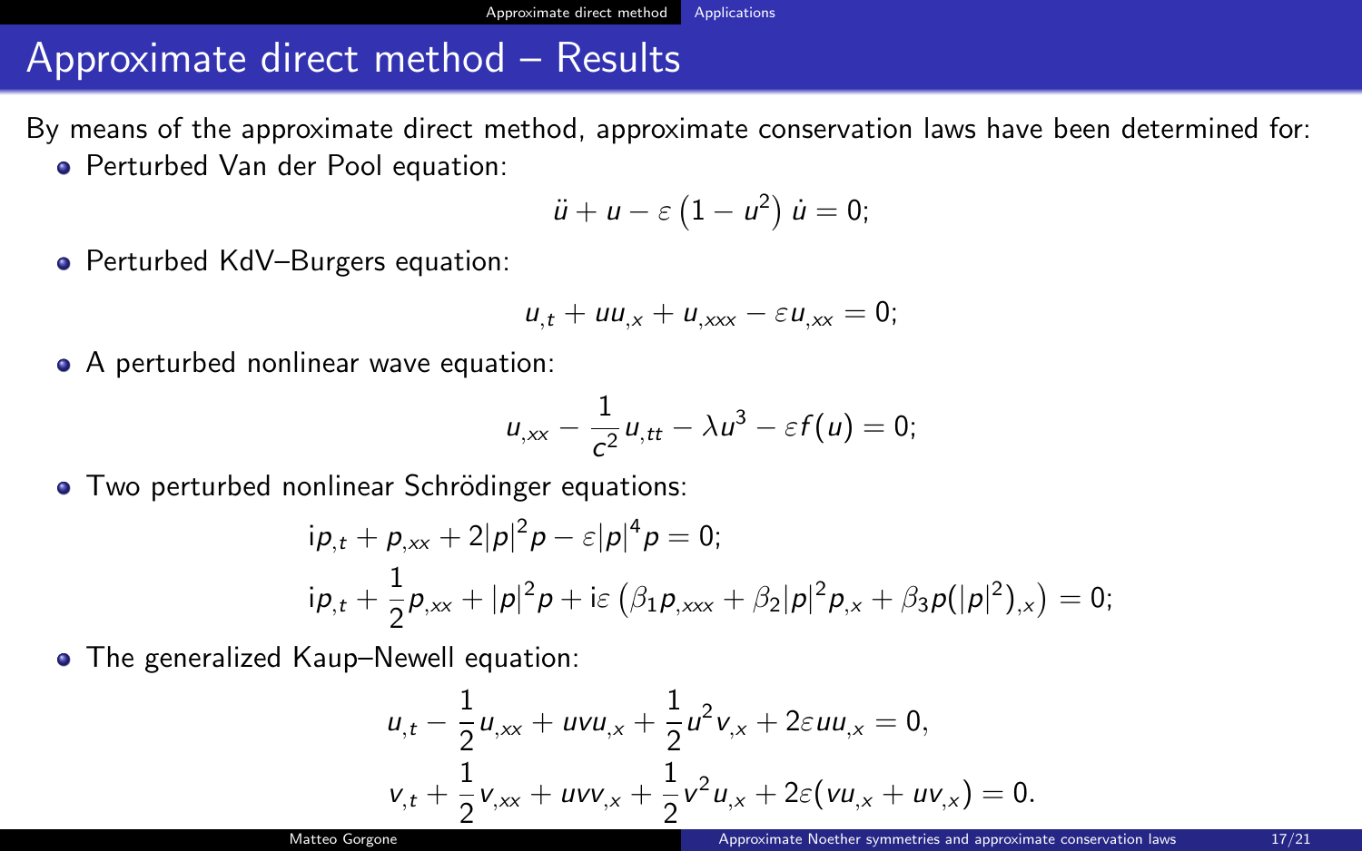# Approximate direct method – Results

By means of the approximate direct method, approximate conservation laws have been determined for:

- Perturbed Van der Pool equation:

$$\ddot{u} + u - \varepsilon\left(1 - u^2\right)\dot{u} = 0;$$

- Perturbed KdV–Burgers equation:

$$u_{,t} + uu_{,x} + u_{,xxx} - \varepsilon u_{,xx} = 0;$$

- A perturbed nonlinear wave equation:

$$u_{,xx} - \frac{1}{c^2}u_{,tt} - \lambda u^3 - \varepsilon f(u) = 0;$$

- Two perturbed nonlinear Schrödinger equations:

$$\mathrm{i}p_{,t} + p_{,xx} + 2|p|^2 p - \varepsilon |p|^4 p = 0;$$

$$\mathrm{i}p_{,t} + \frac{1}{2}p_{,xx} + |p|^2 p + \mathrm{i}\varepsilon\left(\beta_1 p_{,xxx} + \beta_2 |p|^2 p_{,x} + \beta_3 p(|p|^2)_{,x}\right) = 0;$$

- The generalized Kaup–Newell equation:

$$u_{,t} - \frac{1}{2}u_{,xx} + uvu_{,x} + \frac{1}{2}u^2 v_{,x} + 2\varepsilon uu_{,x} = 0,$$

$$v_{,t} + \frac{1}{2}v_{,xx} + uvv_{,x} + \frac{1}{2}v^2 u_{,x} + 2\varepsilon(vu_{,x} + uv_{,x}) = 0.$$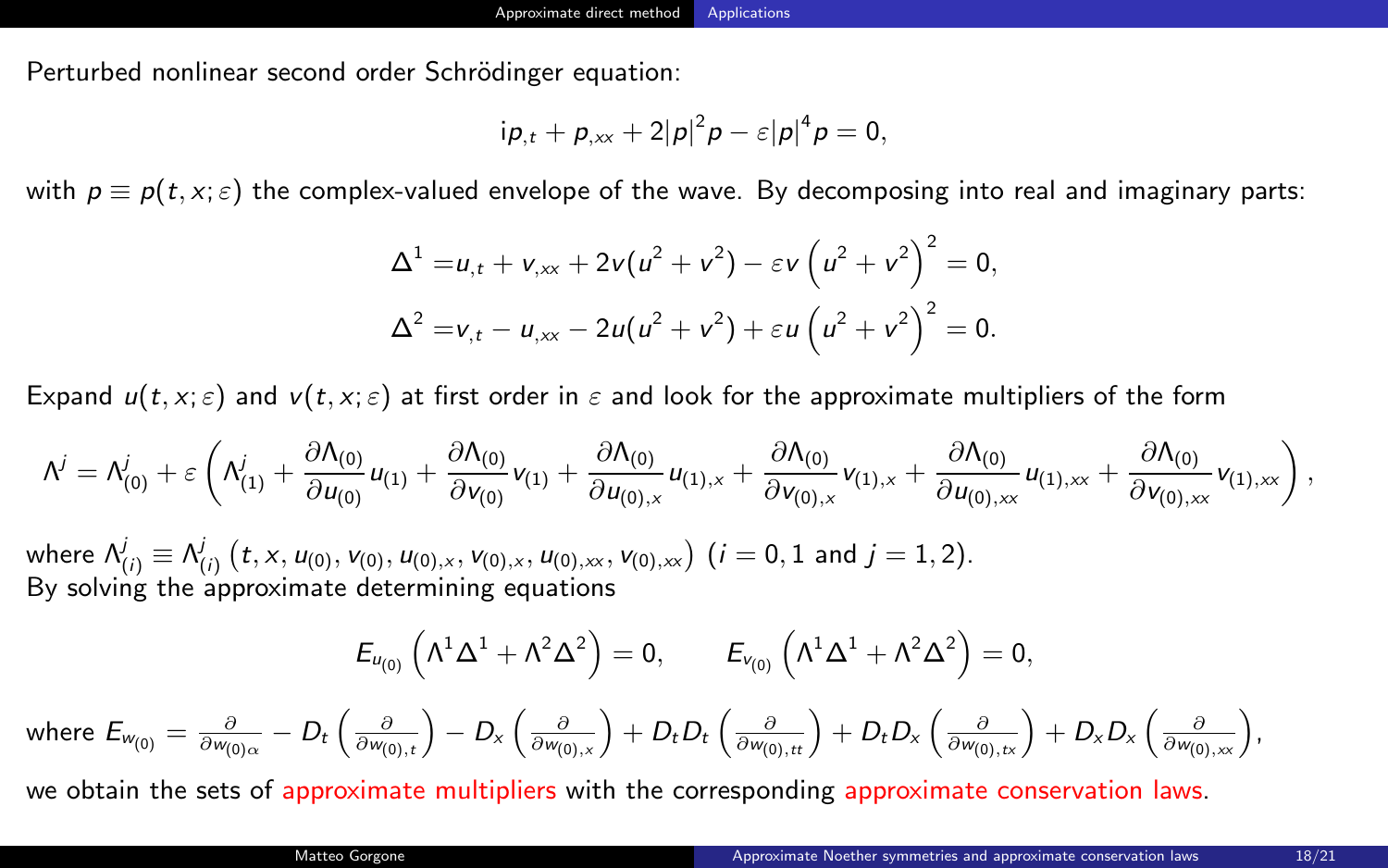Perturbed nonlinear second order Schrödinger equation:

$$\mathrm{i}p_{,t} + p_{,xx} + 2|p|^2 p - \varepsilon|p|^4 p = 0,$$

with $p \equiv p(t, x; \varepsilon)$ the complex-valued envelope of the wave. By decomposing into real and imaginary parts:

$$\Delta^1 = u_{,t} + v_{,xx} + 2v(u^2 + v^2) - \varepsilon v\left(u^2 + v^2\right)^2 = 0,$$

$$\Delta^2 = v_{,t} - u_{,xx} - 2u(u^2 + v^2) + \varepsilon u\left(u^2 + v^2\right)^2 = 0.$$

Expand $u(t, x; \varepsilon)$ and $v(t, x; \varepsilon)$ at first order in $\varepsilon$ and look for the approximate multipliers of the form

$$\Lambda^j = \Lambda^j_{(0)} + \varepsilon\left(\Lambda^j_{(1)} + \frac{\partial \Lambda_{(0)}}{\partial u_{(0)}} u_{(1)} + \frac{\partial \Lambda_{(0)}}{\partial v_{(0)}} v_{(1)} + \frac{\partial \Lambda_{(0)}}{\partial u_{(0),x}} u_{(1),x} + \frac{\partial \Lambda_{(0)}}{\partial v_{(0),x}} v_{(1),x} + \frac{\partial \Lambda_{(0)}}{\partial u_{(0),xx}} u_{(1),xx} + \frac{\partial \Lambda_{(0)}}{\partial v_{(0),xx}} v_{(1),xx}\right),$$

where $\Lambda^j_{(i)} \equiv \Lambda^j_{(i)}\left(t, x, u_{(0)}, v_{(0)}, u_{(0),x}, v_{(0),x}, u_{(0),xx}, v_{(0),xx}\right)$ ($i = 0, 1$ and $j = 1, 2$).
By solving the approximate determining equations

$$E_{u_{(0)}}\left(\Lambda^1\Delta^1 + \Lambda^2\Delta^2\right) = 0, \qquad E_{v_{(0)}}\left(\Lambda^1\Delta^1 + \Lambda^2\Delta^2\right) = 0,$$

where $E_{w_{(0)}} = \frac{\partial}{\partial w_{(0)\alpha}} - D_t\left(\frac{\partial}{\partial w_{(0),t}}\right) - D_x\left(\frac{\partial}{\partial w_{(0),x}}\right) + D_t D_t\left(\frac{\partial}{\partial w_{(0),tt}}\right) + D_t D_x\left(\frac{\partial}{\partial w_{(0),tx}}\right) + D_x D_x\left(\frac{\partial}{\partial w_{(0),xx}}\right)$,

we obtain the sets of approximate multipliers with the corresponding approximate conservation laws.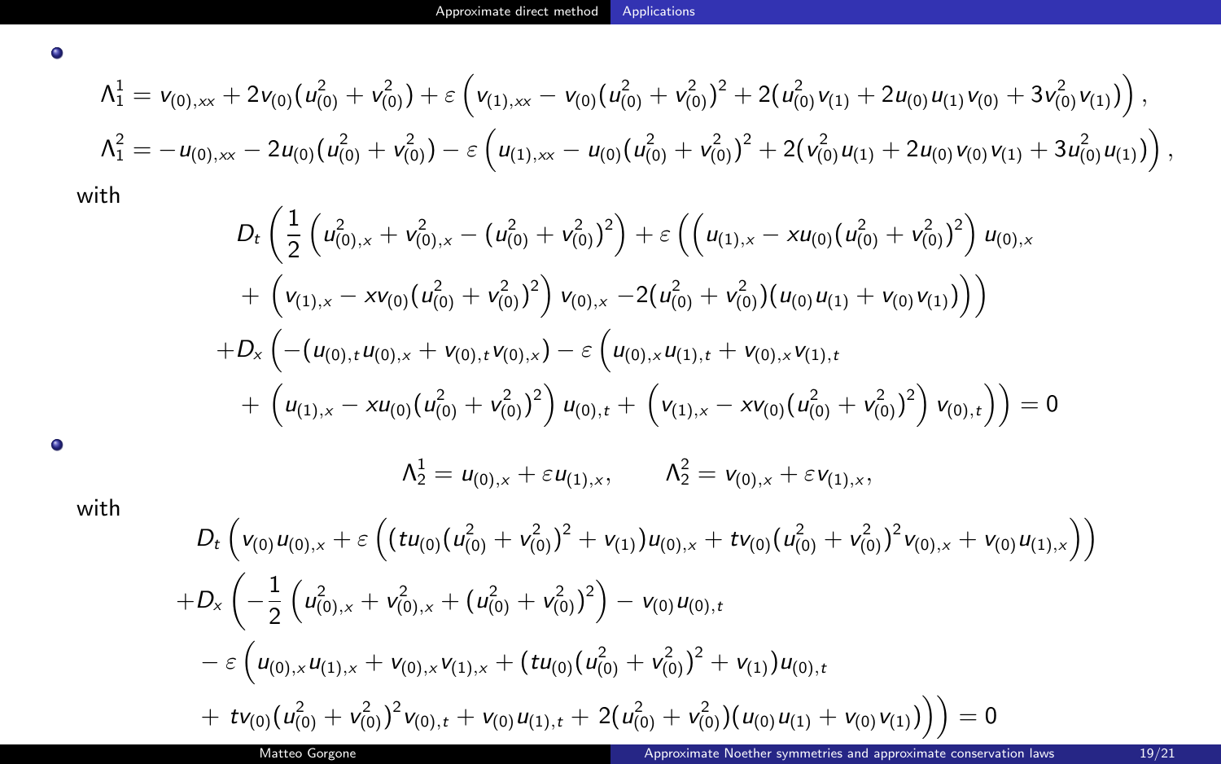- $$\Lambda_1^1 = v_{(0),xx} + 2v_{(0)}(u_{(0)}^2 + v_{(0)}^2) + \varepsilon\left(v_{(1),xx} - v_{(0)}(u_{(0)}^2 + v_{(0)}^2)^2 + 2(u_{(0)}^2 v_{(1)} + 2u_{(0)}u_{(1)}v_{(0)} + 3v_{(0)}^2 v_{(1)})\right),$$
$$\Lambda_1^2 = -u_{(0),xx} - 2u_{(0)}(u_{(0)}^2 + v_{(0)}^2) - \varepsilon\left(u_{(1),xx} - u_{(0)}(u_{(0)}^2 + v_{(0)}^2)^2 + 2(v_{(0)}^2 u_{(1)} + 2u_{(0)}v_{(0)}v_{(1)} + 3u_{(0)}^2 u_{(1)})\right),$$

  with
$$\begin{aligned}
&D_t\left(\frac{1}{2}\left(u_{(0),x}^2 + v_{(0),x}^2 - (u_{(0)}^2 + v_{(0)}^2)^2\right) + \varepsilon\left(\left(u_{(1),x} - xu_{(0)}(u_{(0)}^2 + v_{(0)}^2)^2\right)u_{(0),x}\right.\right.\\
&\quad\left.\left. + \left(v_{(1),x} - xv_{(0)}(u_{(0)}^2 + v_{(0)}^2)^2\right)v_{(0),x} - 2(u_{(0)}^2 + v_{(0)}^2)(u_{(0)}u_{(1)} + v_{(0)}v_{(1)})\right)\right)\\
&+D_x\left(-(u_{(0),t}u_{(0),x} + v_{(0),t}v_{(0),x}) - \varepsilon\left(u_{(0),x}u_{(1),t} + v_{(0),x}v_{(1),t}\right.\right.\\
&\quad\left.\left. + \left(u_{(1),x} - xu_{(0)}(u_{(0)}^2 + v_{(0)}^2)^2\right)u_{(0),t} + \left(v_{(1),x} - xv_{(0)}(u_{(0)}^2 + v_{(0)}^2)^2\right)v_{(0),t}\right)\right) = 0
\end{aligned}$$

- $$\Lambda_2^1 = u_{(0),x} + \varepsilon u_{(1),x}, \qquad \Lambda_2^2 = v_{(0),x} + \varepsilon v_{(1),x},$$

  with
$$\begin{aligned}
&D_t\left(v_{(0)}u_{(0),x} + \varepsilon\left((tu_{(0)}(u_{(0)}^2 + v_{(0)}^2)^2 + v_{(1)})u_{(0),x} + tv_{(0)}(u_{(0)}^2 + v_{(0)}^2)^2 v_{(0),x} + v_{(0)}u_{(1),x}\right)\right)\\
&+D_x\left(-\frac{1}{2}\left(u_{(0),x}^2 + v_{(0),x}^2 + (u_{(0)}^2 + v_{(0)}^2)^2\right) - v_{(0)}u_{(0),t}\right.\\
&\quad - \varepsilon\left(u_{(0),x}u_{(1),x} + v_{(0),x}v_{(1),x} + (tu_{(0)}(u_{(0)}^2 + v_{(0)}^2)^2 + v_{(1)})u_{(0),t}\right.\\
&\quad\left.\left. + tv_{(0)}(u_{(0)}^2 + v_{(0)}^2)^2 v_{(0),t} + v_{(0)}u_{(1),t} + 2(u_{(0)}^2 + v_{(0)}^2)(u_{(0)}u_{(1)} + v_{(0)}v_{(1)})\right)\right) = 0
\end{aligned}$$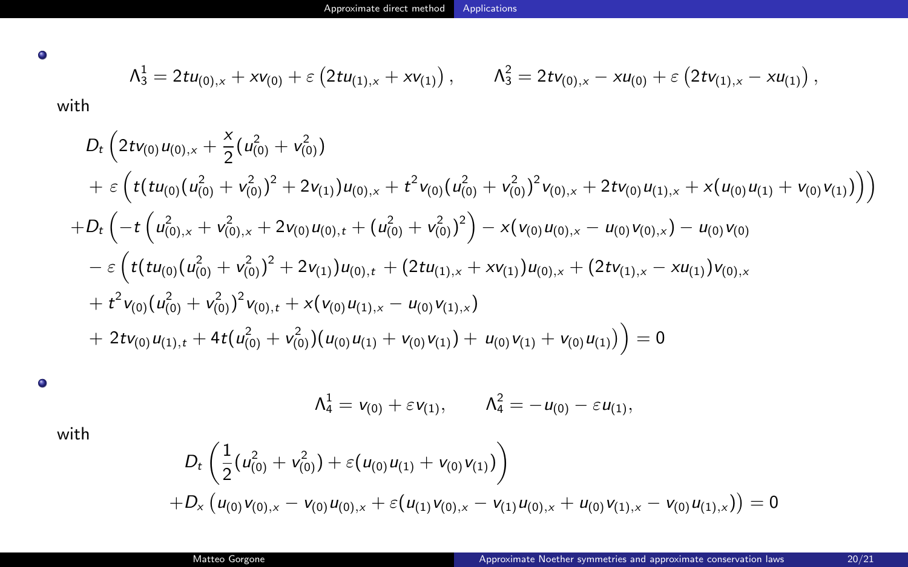- $$\Lambda_3^1 = 2tu_{(0),x} + xv_{(0)} + \varepsilon\left(2tu_{(1),x} + xv_{(1)}\right), \qquad \Lambda_3^2 = 2tv_{(0),x} - xu_{(0)} + \varepsilon\left(2tv_{(1),x} - xu_{(1)}\right),$$

with

$$\begin{aligned}
&D_t\Big(2tv_{(0)}u_{(0),x} + \frac{x}{2}(u_{(0)}^2 + v_{(0)}^2) \\
&\quad + \varepsilon\Big(t(tu_{(0)}(u_{(0)}^2 + v_{(0)}^2)^2 + 2v_{(1)})u_{(0),x} + t^2 v_{(0)}(u_{(0)}^2 + v_{(0)}^2)^2 v_{(0),x} + 2tv_{(0)}u_{(1),x} + x(u_{(0)}u_{(1)} + v_{(0)}v_{(1)})\Big)\Big) \\
&+D_t\Big(-t\left(u_{(0),x}^2 + v_{(0),x}^2 + 2v_{(0)}u_{(0),t} + (u_{(0)}^2 + v_{(0)}^2)^2\right) - x(v_{(0)}u_{(0),x} - u_{(0)}v_{(0),x}) - u_{(0)}v_{(0)} \\
&\quad - \varepsilon\Big(t(tu_{(0)}(u_{(0)}^2 + v_{(0)}^2)^2 + 2v_{(1)})u_{(0),t} + (2tu_{(1),x} + xv_{(1)})u_{(0),x} + (2tv_{(1),x} - xu_{(1)})v_{(0),x} \\
&\quad + t^2 v_{(0)}(u_{(0)}^2 + v_{(0)}^2)^2 v_{(0),t} + x(v_{(0)}u_{(1),x} - u_{(0)}v_{(1),x}) \\
&\quad + 2tv_{(0)}u_{(1),t} + 4t(u_{(0)}^2 + v_{(0)}^2)(u_{(0)}u_{(1)} + v_{(0)}v_{(1)}) + u_{(0)}v_{(1)} + v_{(0)}u_{(1)}\Big)\Big) = 0
\end{aligned}$$

- $$\Lambda_4^1 = v_{(0)} + \varepsilon v_{(1)}, \qquad \Lambda_4^2 = -u_{(0)} - \varepsilon u_{(1)},$$

with

$$\begin{aligned}
&D_t\left(\frac{1}{2}(u_{(0)}^2 + v_{(0)}^2) + \varepsilon(u_{(0)}u_{(1)} + v_{(0)}v_{(1)})\right) \\
&+D_x\left(u_{(0)}v_{(0),x} - v_{(0)}u_{(0),x} + \varepsilon(u_{(1)}v_{(0),x} - v_{(1)}u_{(0),x} + u_{(0)}v_{(1),x} - v_{(0)}u_{(1),x})\right) = 0
\end{aligned}$$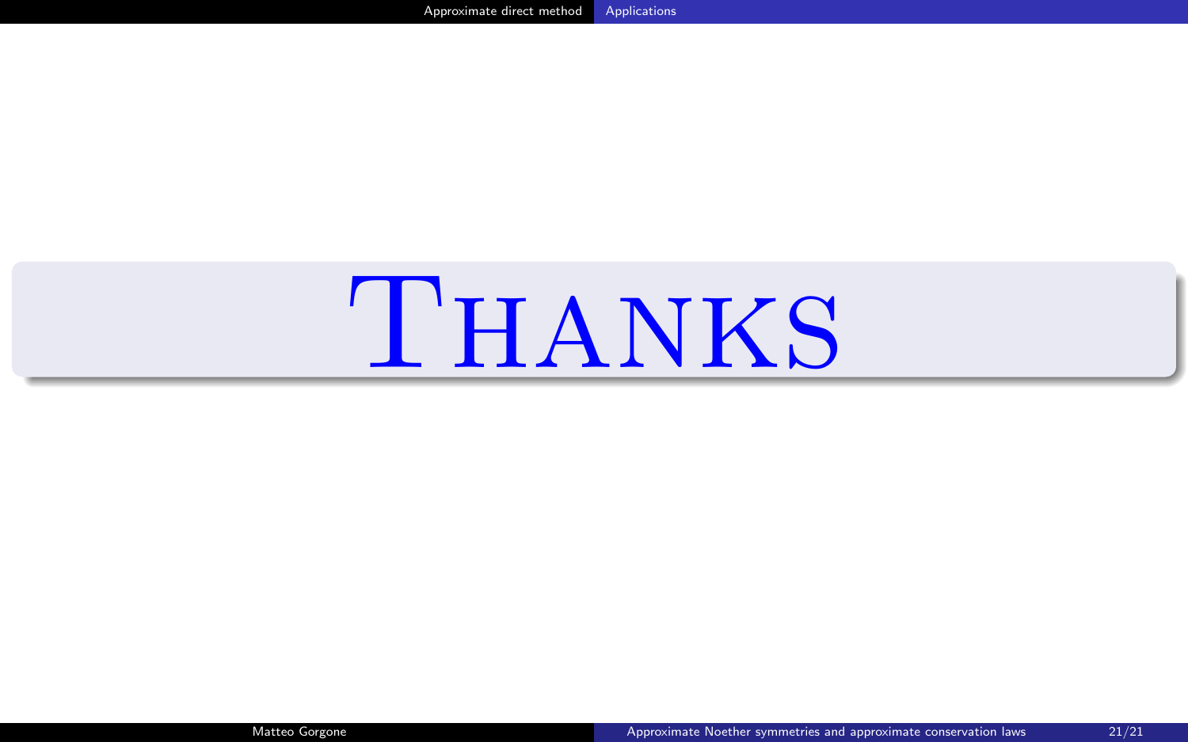# THANKS